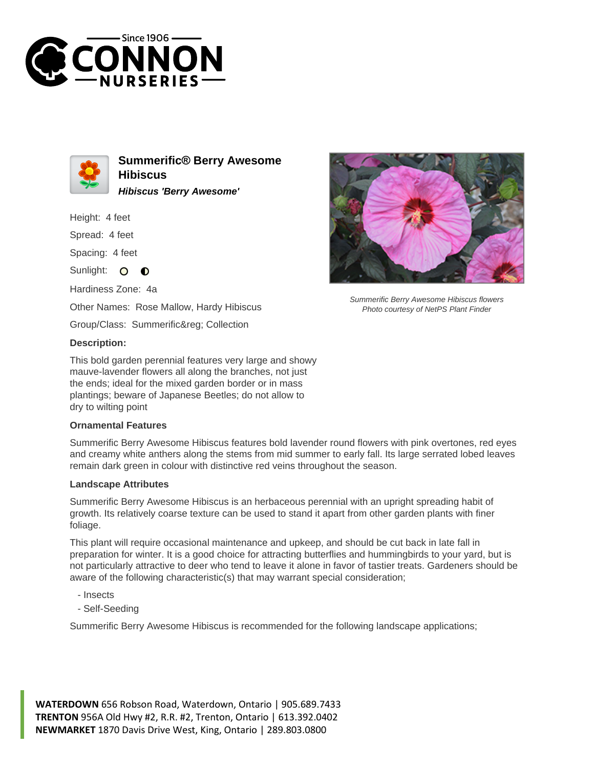# Summerific® Berry Awesome Hibiscus

***Hibiscus 'Berry Awesome'***

Height: 4 feet

Spread: 4 feet

Spacing: 4 feet

Sunlight:

Hardiness Zone: 4a

Other Names: Rose Mallow, Hardy Hibiscus

Group/Class: Summerific&reg; Collection

Summerific Berry Awesome Hibiscus flowers
Photo courtesy of NetPS Plant Finder

### Description:

This bold garden perennial features very large and showy mauve-lavender flowers all along the branches, not just the ends; ideal for the mixed garden border or in mass plantings; beware of Japanese Beetles; do not allow to dry to wilting point

### Ornamental Features

Summerific Berry Awesome Hibiscus features bold lavender round flowers with pink overtones, red eyes and creamy white anthers along the stems from mid summer to early fall. Its large serrated lobed leaves remain dark green in colour with distinctive red veins throughout the season.

### Landscape Attributes

Summerific Berry Awesome Hibiscus is an herbaceous perennial with an upright spreading habit of growth. Its relatively coarse texture can be used to stand it apart from other garden plants with finer foliage.

This plant will require occasional maintenance and upkeep, and should be cut back in late fall in preparation for winter. It is a good choice for attracting butterflies and hummingbirds to your yard, but is not particularly attractive to deer who tend to leave it alone in favor of tastier treats. Gardeners should be aware of the following characteristic(s) that may warrant special consideration;

- Insects
- Self-Seeding

Summerific Berry Awesome Hibiscus is recommended for the following landscape applications;

**WATERDOWN** 656 Robson Road, Waterdown, Ontario | 905.689.7433
**TRENTON** 956A Old Hwy #2, R.R. #2, Trenton, Ontario | 613.392.0402
**NEWMARKET** 1870 Davis Drive West, King, Ontario | 289.803.0800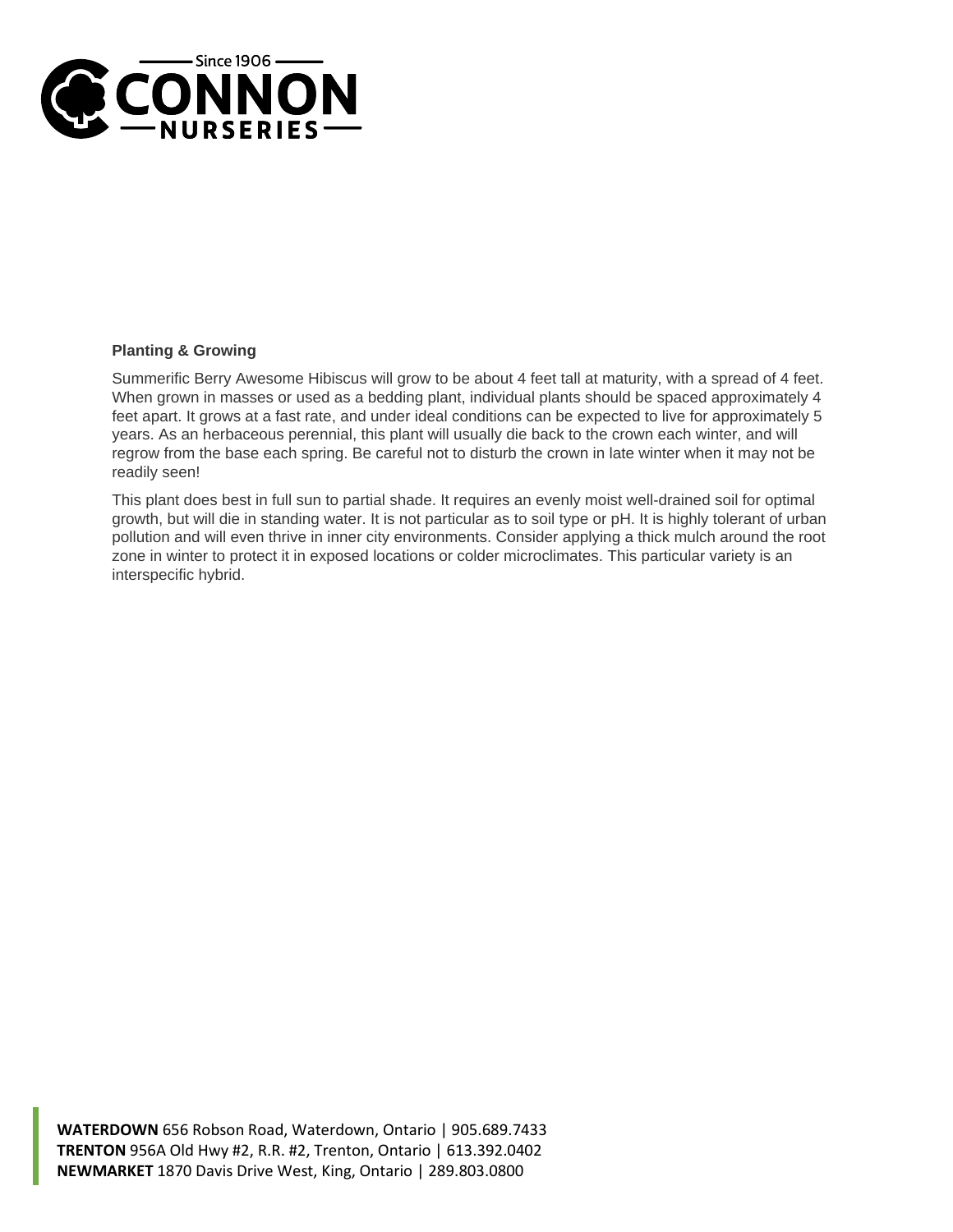**Planting & Growing**

Summerific Berry Awesome Hibiscus will grow to be about 4 feet tall at maturity, with a spread of 4 feet. When grown in masses or used as a bedding plant, individual plants should be spaced approximately 4 feet apart. It grows at a fast rate, and under ideal conditions can be expected to live for approximately 5 years. As an herbaceous perennial, this plant will usually die back to the crown each winter, and will regrow from the base each spring. Be careful not to disturb the crown in late winter when it may not be readily seen!

This plant does best in full sun to partial shade. It requires an evenly moist well-drained soil for optimal growth, but will die in standing water. It is not particular as to soil type or pH. It is highly tolerant of urban pollution and will even thrive in inner city environments. Consider applying a thick mulch around the root zone in winter to protect it in exposed locations or colder microclimates. This particular variety is an interspecific hybrid.